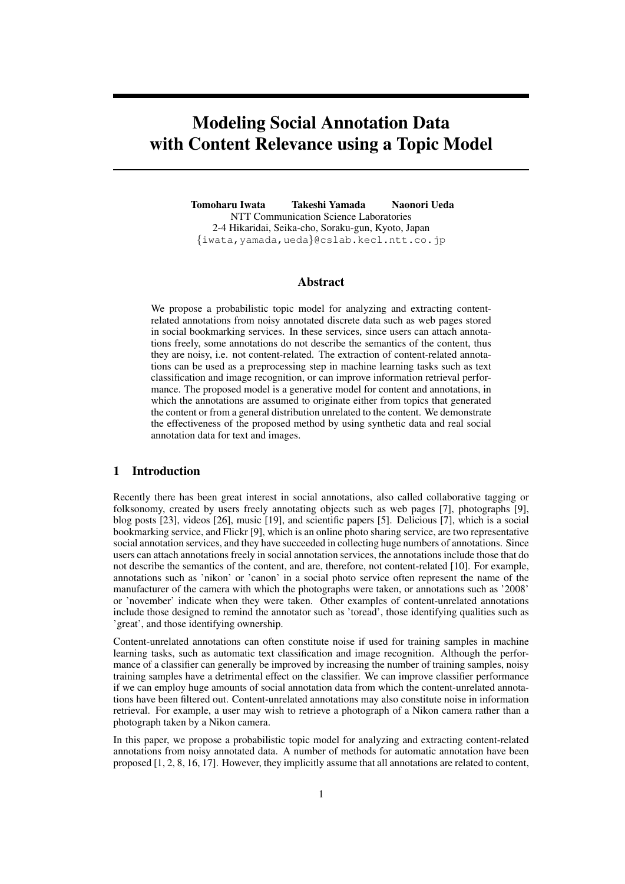# Modeling Social Annotation Data with Content Relevance using a Topic Model

**Tomoharu Iwata** **Takeshi Yamada** **Naonori Ueda**
NTT Communication Science Laboratories
2-4 Hikaridai, Seika-cho, Soraku-gun, Kyoto, Japan
{iwata,yamada,ueda}@cslab.kecl.ntt.co.jp

## Abstract

We propose a probabilistic topic model for analyzing and extracting content-related annotations from noisy annotated discrete data such as web pages stored in social bookmarking services. In these services, since users can attach annotations freely, some annotations do not describe the semantics of the content, thus they are noisy, i.e. not content-related. The extraction of content-related annotations can be used as a preprocessing step in machine learning tasks such as text classification and image recognition, or can improve information retrieval performance. The proposed model is a generative model for content and annotations, in which the annotations are assumed to originate either from topics that generated the content or from a general distribution unrelated to the content. We demonstrate the effectiveness of the proposed method by using synthetic data and real social annotation data for text and images.

## 1 Introduction

Recently there has been great interest in social annotations, also called collaborative tagging or folksonomy, created by users freely annotating objects such as web pages [7], photographs [9], blog posts [23], videos [26], music [19], and scientific papers [5]. Delicious [7], which is a social bookmarking service, and Flickr [9], which is an online photo sharing service, are two representative social annotation services, and they have succeeded in collecting huge numbers of annotations. Since users can attach annotations freely in social annotation services, the annotations include those that do not describe the semantics of the content, and are, therefore, not content-related [10]. For example, annotations such as 'nikon' or 'canon' in a social photo service often represent the name of the manufacturer of the camera with which the photographs were taken, or annotations such as '2008' or 'november' indicate when they were taken. Other examples of content-unrelated annotations include those designed to remind the annotator such as 'toread', those identifying qualities such as 'great', and those identifying ownership.

Content-unrelated annotations can often constitute noise if used for training samples in machine learning tasks, such as automatic text classification and image recognition. Although the performance of a classifier can generally be improved by increasing the number of training samples, noisy training samples have a detrimental effect on the classifier. We can improve classifier performance if we can employ huge amounts of social annotation data from which the content-unrelated annotations have been filtered out. Content-unrelated annotations may also constitute noise in information retrieval. For example, a user may wish to retrieve a photograph of a Nikon camera rather than a photograph taken by a Nikon camera.

In this paper, we propose a probabilistic topic model for analyzing and extracting content-related annotations from noisy annotated data. A number of methods for automatic annotation have been proposed [1, 2, 8, 16, 17]. However, they implicitly assume that all annotations are related to content,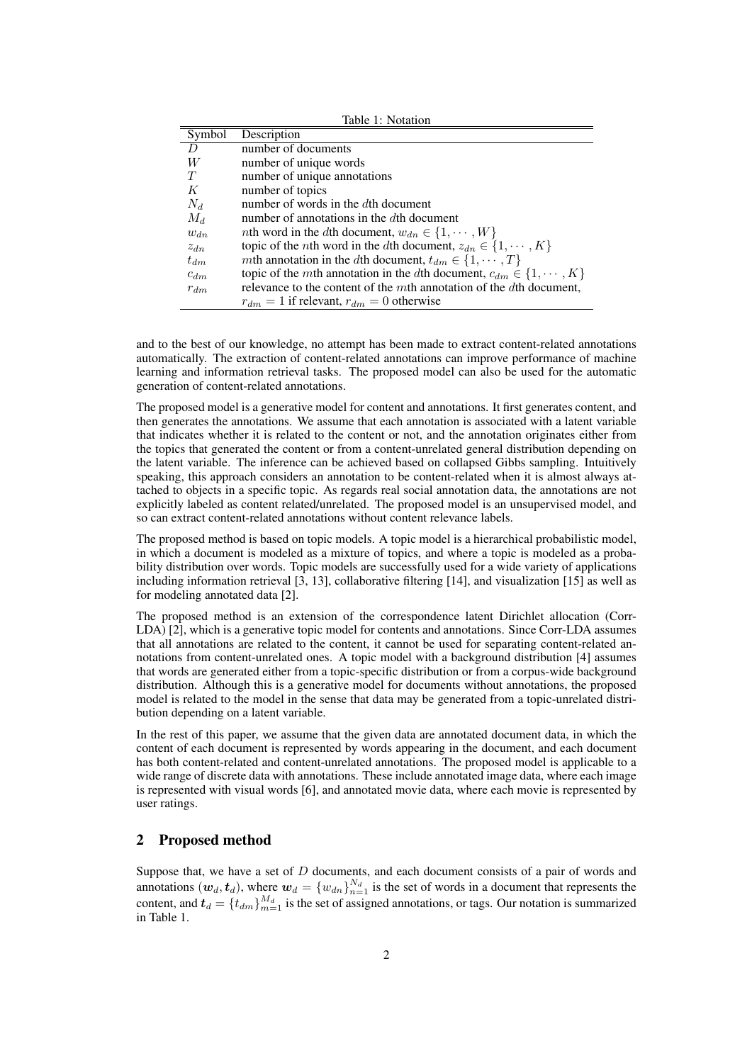Table 1: Notation

| Symbol | Description |
|---|---|
| $D$ | number of documents |
| $W$ | number of unique words |
| $T$ | number of unique annotations |
| $K$ | number of topics |
| $N_d$ | number of words in the $d$th document |
| $M_d$ | number of annotations in the $d$th document |
| $w_{dn}$ | $n$th word in the $d$th document, $w_{dn} \in \{1, \cdots, W\}$ |
| $z_{dn}$ | topic of the $n$th word in the $d$th document, $z_{dn} \in \{1, \cdots, K\}$ |
| $t_{dm}$ | $m$th annotation in the $d$th document, $t_{dm} \in \{1, \cdots, T\}$ |
| $c_{dm}$ | topic of the $m$th annotation in the $d$th document, $c_{dm} \in \{1, \cdots, K\}$ |
| $r_{dm}$ | relevance to the content of the $m$th annotation of the $d$th document, $r_{dm} = 1$ if relevant, $r_{dm} = 0$ otherwise |

and to the best of our knowledge, no attempt has been made to extract content-related annotations automatically. The extraction of content-related annotations can improve performance of machine learning and information retrieval tasks. The proposed model can also be used for the automatic generation of content-related annotations.

The proposed model is a generative model for content and annotations. It first generates content, and then generates the annotations. We assume that each annotation is associated with a latent variable that indicates whether it is related to the content or not, and the annotation originates either from the topics that generated the content or from a content-unrelated general distribution depending on the latent variable. The inference can be achieved based on collapsed Gibbs sampling. Intuitively speaking, this approach considers an annotation to be content-related when it is almost always attached to objects in a specific topic. As regards real social annotation data, the annotations are not explicitly labeled as content related/unrelated. The proposed model is an unsupervised model, and so can extract content-related annotations without content relevance labels.

The proposed method is based on topic models. A topic model is a hierarchical probabilistic model, in which a document is modeled as a mixture of topics, and where a topic is modeled as a probability distribution over words. Topic models are successfully used for a wide variety of applications including information retrieval [3, 13], collaborative filtering [14], and visualization [15] as well as for modeling annotated data [2].

The proposed method is an extension of the correspondence latent Dirichlet allocation (Corr-LDA) [2], which is a generative topic model for contents and annotations. Since Corr-LDA assumes that all annotations are related to the content, it cannot be used for separating content-related annotations from content-unrelated ones. A topic model with a background distribution [4] assumes that words are generated either from a topic-specific distribution or from a corpus-wide background distribution. Although this is a generative model for documents without annotations, the proposed model is related to the model in the sense that data may be generated from a topic-unrelated distribution depending on a latent variable.

In the rest of this paper, we assume that the given data are annotated document data, in which the content of each document is represented by words appearing in the document, and each document has both content-related and content-unrelated annotations. The proposed model is applicable to a wide range of discrete data with annotations. These include annotated image data, where each image is represented with visual words [6], and annotated movie data, where each movie is represented by user ratings.

## 2 Proposed method

Suppose that, we have a set of $D$ documents, and each document consists of a pair of words and annotations $(\boldsymbol{w}_d, \boldsymbol{t}_d)$, where $\boldsymbol{w}_d = \{w_{dn}\}_{n=1}^{N_d}$ is the set of words in a document that represents the content, and $\boldsymbol{t}_d = \{t_{dm}\}_{m=1}^{M_d}$ is the set of assigned annotations, or tags. Our notation is summarized in Table 1.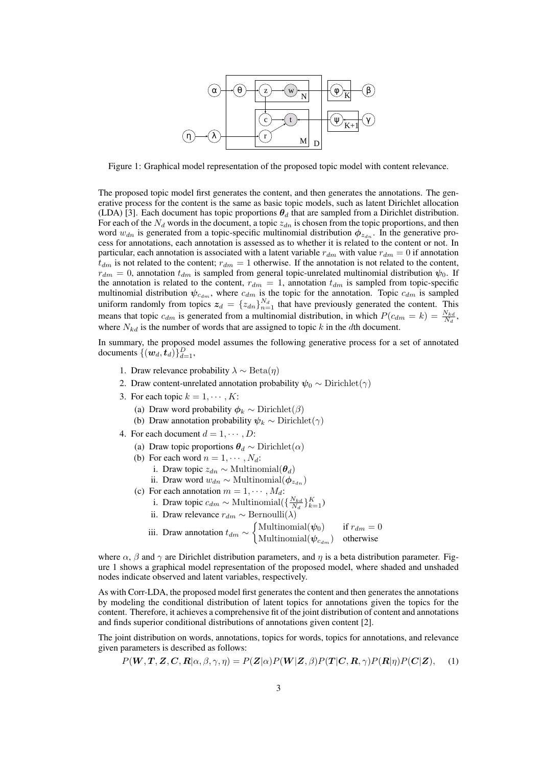Figure 1: Graphical model representation of the proposed topic model with content relevance.

The proposed topic model first generates the content, and then generates the annotations. The generative process for the content is the same as basic topic models, such as latent Dirichlet allocation (LDA) [3]. Each document has topic proportions $\boldsymbol{\theta}_d$ that are sampled from a Dirichlet distribution. For each of the $N_d$ words in the document, a topic $z_{dn}$ is chosen from the topic proportions, and then word $w_{dn}$ is generated from a topic-specific multinomial distribution $\boldsymbol{\phi}_{z_{dn}}$. In the generative process for annotations, each annotation is assessed as to whether it is related to the content or not. In particular, each annotation is associated with a latent variable $r_{dm}$ with value $r_{dm} = 0$ if annotation $t_{dm}$ is not related to the content; $r_{dm} = 1$ otherwise. If the annotation is not related to the content, $r_{dm} = 0$, annotation $t_{dm}$ is sampled from general topic-unrelated multinomial distribution $\boldsymbol{\psi}_0$. If the annotation is related to the content, $r_{dm} = 1$, annotation $t_{dm}$ is sampled from topic-specific multinomial distribution $\boldsymbol{\psi}_{c_{dm}}$, where $c_{dm}$ is the topic for the annotation. Topic $c_{dm}$ is sampled uniform randomly from topics $\boldsymbol{z}_d = \{z_{dn}\}_{n=1}^{N_d}$ that have previously generated the content. This means that topic $c_{dm}$ is generated from a multinomial distribution, in which $P(c_{dm} = k) = \frac{N_{kd}}{N_d}$, where $N_{kd}$ is the number of words that are assigned to topic $k$ in the $d$th document.

In summary, the proposed model assumes the following generative process for a set of annotated documents $\{(\boldsymbol{w}_d, \boldsymbol{t}_d)\}_{d=1}^{D}$,

1. Draw relevance probability $\lambda \sim \mathrm{Beta}(\eta)$
2. Draw content-unrelated annotation probability $\boldsymbol{\psi}_0 \sim \mathrm{Dirichlet}(\gamma)$
3. For each topic $k = 1, \cdots, K$:
   (a) Draw word probability $\boldsymbol{\phi}_k \sim \mathrm{Dirichlet}(\beta)$
   (b) Draw annotation probability $\boldsymbol{\psi}_k \sim \mathrm{Dirichlet}(\gamma)$
4. For each document $d = 1, \cdots, D$:
   (a) Draw topic proportions $\boldsymbol{\theta}_d \sim \mathrm{Dirichlet}(\alpha)$
   (b) For each word $n = 1, \cdots, N_d$:
      i. Draw topic $z_{dn} \sim \mathrm{Multinomial}(\boldsymbol{\theta}_d)$
      ii. Draw word $w_{dn} \sim \mathrm{Multinomial}(\boldsymbol{\phi}_{z_{dn}})$
   (c) For each annotation $m = 1, \cdots, M_d$:
      i. Draw topic $c_{dm} \sim \mathrm{Multinomial}(\{\frac{N_{kd}}{N_d}\}_{k=1}^{K})$
      ii. Draw relevance $r_{dm} \sim \mathrm{Bernoulli}(\lambda)$
      iii. Draw annotation $t_{dm} \sim \begin{cases} \mathrm{Multinomial}(\boldsymbol{\psi}_0) & \text{if } r_{dm} = 0 \\ \mathrm{Multinomial}(\boldsymbol{\psi}_{c_{dm}}) & \text{otherwise} \end{cases}$

where $\alpha$, $\beta$ and $\gamma$ are Dirichlet distribution parameters, and $\eta$ is a beta distribution parameter. Figure 1 shows a graphical model representation of the proposed model, where shaded and unshaded nodes indicate observed and latent variables, respectively.

As with Corr-LDA, the proposed model first generates the content and then generates the annotations by modeling the conditional distribution of latent topics for annotations given the topics for the content. Therefore, it achieves a comprehensive fit of the joint distribution of content and annotations and finds superior conditional distributions of annotations given content [2].

The joint distribution on words, annotations, topics for words, topics for annotations, and relevance given parameters is described as follows:

$$P(\boldsymbol{W}, \boldsymbol{T}, \boldsymbol{Z}, \boldsymbol{C}, \boldsymbol{R}|\alpha, \beta, \gamma, \eta) = P(\boldsymbol{Z}|\alpha)P(\boldsymbol{W}|\boldsymbol{Z}, \beta)P(\boldsymbol{T}|\boldsymbol{C}, \boldsymbol{R}, \gamma)P(\boldsymbol{R}|\eta)P(\boldsymbol{C}|\boldsymbol{Z}), \quad (1)$$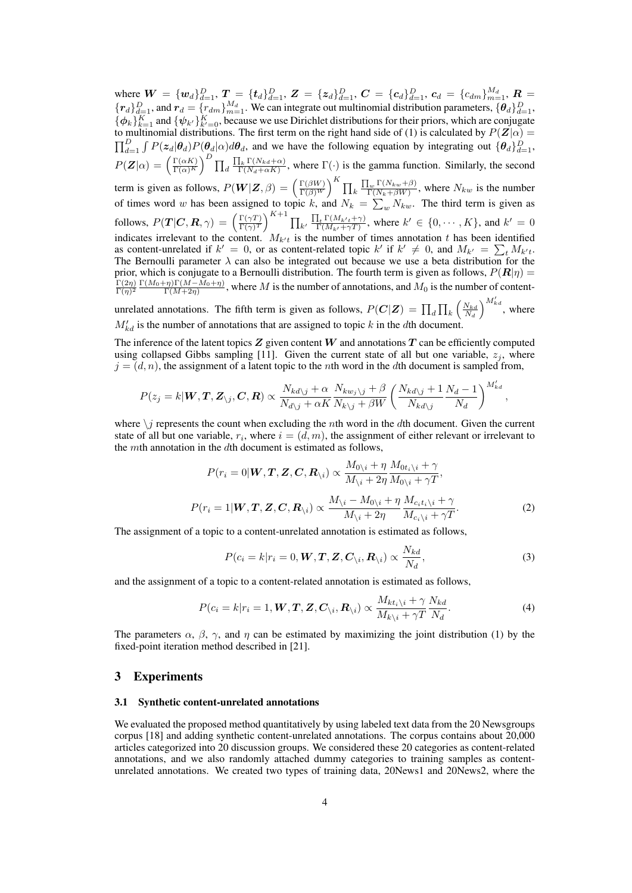where $\boldsymbol{W} = \{\boldsymbol{w}_d\}_{d=1}^D$, $\boldsymbol{T} = \{\boldsymbol{t}_d\}_{d=1}^D$, $\boldsymbol{Z} = \{\boldsymbol{z}_d\}_{d=1}^D$, $\boldsymbol{C} = \{\boldsymbol{c}_d\}_{d=1}^D$, $\boldsymbol{c}_d = \{c_{dm}\}_{m=1}^{M_d}$, $\boldsymbol{R} = \{\boldsymbol{r}_d\}_{d=1}^D$, and $\boldsymbol{r}_d = \{r_{dm}\}_{m=1}^{M_d}$. We can integrate out multinomial distribution parameters, $\{\boldsymbol{\theta}_d\}_{d=1}^D$, $\{\boldsymbol{\phi}_k\}_{k=1}^K$ and $\{\boldsymbol{\psi}_{k'}\}_{k'=0}^K$, because we use Dirichlet distributions for their priors, which are conjugate to multinomial distributions. The first term on the right hand side of (1) is calculated by $P(\boldsymbol{Z}|\alpha) = \prod_{d=1}^D \int P(\boldsymbol{z}_d|\boldsymbol{\theta}_d)P(\boldsymbol{\theta}_d|\alpha)d\boldsymbol{\theta}_d$, and we have the following equation by integrating out $\{\boldsymbol{\theta}_d\}_{d=1}^D$, $P(\boldsymbol{Z}|\alpha) = \left(\frac{\Gamma(\alpha K)}{\Gamma(\alpha)^K}\right)^D \prod_d \frac{\prod_k \Gamma(N_{kd}+\alpha)}{\Gamma(N_d+\alpha K)}$, where $\Gamma(\cdot)$ is the gamma function. Similarly, the second term is given as follows, $P(\boldsymbol{W}|\boldsymbol{Z},\beta) = \left(\frac{\Gamma(\beta W)}{\Gamma(\beta)^W}\right)^K \prod_k \frac{\prod_w \Gamma(N_{kw}+\beta)}{\Gamma(N_k+\beta W)}$, where $N_{kw}$ is the number of times word $w$ has been assigned to topic $k$, and $N_k = \sum_w N_{kw}$. The third term is given as follows, $P(\boldsymbol{T}|\boldsymbol{C},\boldsymbol{R},\gamma) = \left(\frac{\Gamma(\gamma T)}{\Gamma(\gamma)^T}\right)^{K+1} \prod_{k'} \frac{\prod_t \Gamma(M_{k't}+\gamma)}{\Gamma(M_{k'}+\gamma T)}$, where $k' \in \{0, \cdots, K\}$, and $k' = 0$ indicates irrelevant to the content. $M_{k't}$ is the number of times annotation $t$ has been identified as content-unrelated if $k' = 0$, or as content-related topic $k'$ if $k' \neq 0$, and $M_{k'} = \sum_t M_{k't}$. The Bernoulli parameter $\lambda$ can also be integrated out because we use a beta distribution for the prior, which is conjugate to a Bernoulli distribution. The fourth term is given as follows, $P(\boldsymbol{R}|\eta) = \frac{\Gamma(2\eta)}{\Gamma(\eta)^2} \frac{\Gamma(M_0+\eta)\Gamma(M-M_0+\eta)}{\Gamma(M+2\eta)}$, where $M$ is the number of annotations, and $M_0$ is the number of content-unrelated annotations. The fifth term is given as follows, $P(\boldsymbol{C}|\boldsymbol{Z}) = \prod_d \prod_k \left(\frac{N_{kd}}{N_d}\right)^{M'_{kd}}$, where $M'_{kd}$ is the number of annotations that are assigned to topic $k$ in the $d$th document.

The inference of the latent topics $\boldsymbol{Z}$ given content $\boldsymbol{W}$ and annotations $\boldsymbol{T}$ can be efficiently computed using collapsed Gibbs sampling [11]. Given the current state of all but one variable, $z_j$, where $j = (d, n)$, the assignment of a latent topic to the $n$th word in the $d$th document is sampled from,

$$P(z_j = k|\boldsymbol{W},\boldsymbol{T},\boldsymbol{Z}_{\backslash j},\boldsymbol{C},\boldsymbol{R}) \propto \frac{N_{kd\backslash j}+\alpha}{N_{d\backslash j}+\alpha K} \frac{N_{kw_j\backslash j}+\beta}{N_{k\backslash j}+\beta W} \left(\frac{N_{kd\backslash j}+1}{N_{kd\backslash j}} \frac{N_d-1}{N_d}\right)^{M'_{kd}},$$

where $\backslash j$ represents the count when excluding the $n$th word in the $d$th document. Given the current state of all but one variable, $r_i$, where $i = (d, m)$, the assignment of either relevant or irrelevant to the $m$th annotation in the $d$th document is estimated as follows,

$$P(r_i = 0|\boldsymbol{W},\boldsymbol{T},\boldsymbol{Z},\boldsymbol{C},\boldsymbol{R}_{\backslash i}) \propto \frac{M_{0\backslash i}+\eta}{M_{\backslash i}+2\eta} \frac{M_{0t_i\backslash i}+\gamma}{M_{0\backslash i}+\gamma T},$$

$$P(r_i = 1|\boldsymbol{W},\boldsymbol{T},\boldsymbol{Z},\boldsymbol{C},\boldsymbol{R}_{\backslash i}) \propto \frac{M_{\backslash i}-M_{0\backslash i}+\eta}{M_{\backslash i}+2\eta} \frac{M_{c_it_i\backslash i}+\gamma}{M_{c_i\backslash i}+\gamma T}. \tag{2}$$

The assignment of a topic to a content-unrelated annotation is estimated as follows,

$$P(c_i = k|r_i = 0,\boldsymbol{W},\boldsymbol{T},\boldsymbol{Z},\boldsymbol{C}_{\backslash i},\boldsymbol{R}_{\backslash i}) \propto \frac{N_{kd}}{N_d}, \tag{3}$$

and the assignment of a topic to a content-related annotation is estimated as follows,

$$P(c_i = k|r_i = 1,\boldsymbol{W},\boldsymbol{T},\boldsymbol{Z},\boldsymbol{C}_{\backslash i},\boldsymbol{R}_{\backslash i}) \propto \frac{M_{kt_i\backslash i}+\gamma}{M_{k\backslash i}+\gamma T} \frac{N_{kd}}{N_d}. \tag{4}$$

The parameters $\alpha$, $\beta$, $\gamma$, and $\eta$ can be estimated by maximizing the joint distribution (1) by the fixed-point iteration method described in [21].

## 3 Experiments

### 3.1 Synthetic content-unrelated annotations

We evaluated the proposed method quantitatively by using labeled text data from the 20 Newsgroups corpus [18] and adding synthetic content-unrelated annotations. The corpus contains about 20,000 articles categorized into 20 discussion groups. We considered these 20 categories as content-related annotations, and we also randomly attached dummy categories to training samples as content-unrelated annotations. We created two types of training data, 20News1 and 20News2, where the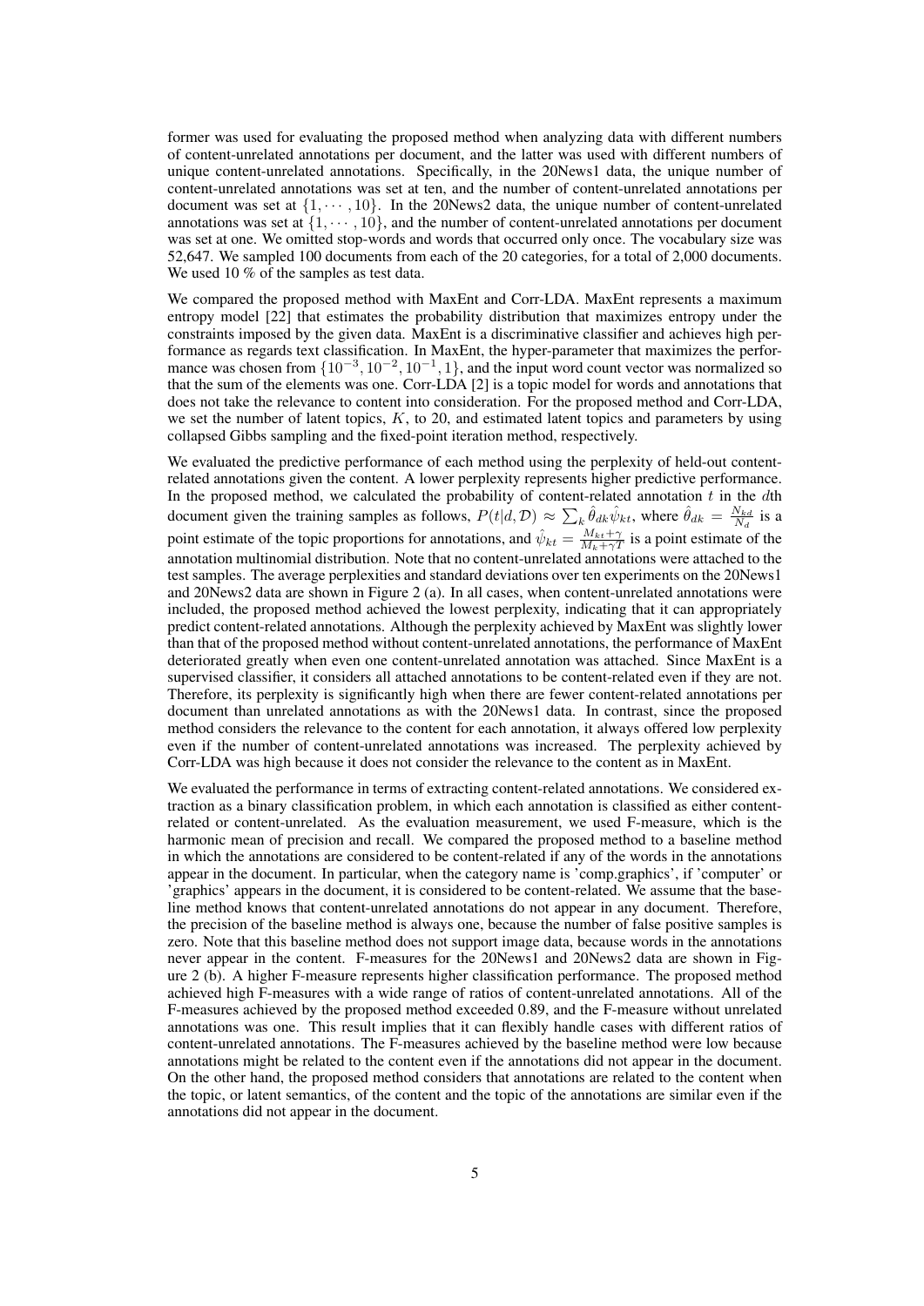former was used for evaluating the proposed method when analyzing data with different numbers of content-unrelated annotations per document, and the latter was used with different numbers of unique content-unrelated annotations. Specifically, in the 20News1 data, the unique number of content-unrelated annotations was set at ten, and the number of content-unrelated annotations per document was set at $\{1, \cdots, 10\}$. In the 20News2 data, the unique number of content-unrelated annotations was set at $\{1, \cdots, 10\}$, and the number of content-unrelated annotations per document was set at one. We omitted stop-words and words that occurred only once. The vocabulary size was 52,647. We sampled 100 documents from each of the 20 categories, for a total of 2,000 documents. We used 10 % of the samples as test data.

We compared the proposed method with MaxEnt and Corr-LDA. MaxEnt represents a maximum entropy model [22] that estimates the probability distribution that maximizes entropy under the constraints imposed by the given data. MaxEnt is a discriminative classifier and achieves high performance as regards text classification. In MaxEnt, the hyper-parameter that maximizes the performance was chosen from $\{10^{-3}, 10^{-2}, 10^{-1}, 1\}$, and the input word count vector was normalized so that the sum of the elements was one. Corr-LDA [2] is a topic model for words and annotations that does not take the relevance to content into consideration. For the proposed method and Corr-LDA, we set the number of latent topics, $K$, to 20, and estimated latent topics and parameters by using collapsed Gibbs sampling and the fixed-point iteration method, respectively.

We evaluated the predictive performance of each method using the perplexity of held-out content-related annotations given the content. A lower perplexity represents higher predictive performance. In the proposed method, we calculated the probability of content-related annotation $t$ in the $d$th document given the training samples as follows, $P(t|d, \mathcal{D}) \approx \sum_k \hat{\theta}_{dk}\hat{\psi}_{kt}$, where $\hat{\theta}_{dk} = \frac{N_{kd}}{N_d}$ is a point estimate of the topic proportions for annotations, and $\hat{\psi}_{kt} = \frac{M_{kt}+\gamma}{M_k+\gamma T}$ is a point estimate of the annotation multinomial distribution. Note that no content-unrelated annotations were attached to the test samples. The average perplexities and standard deviations over ten experiments on the 20News1 and 20News2 data are shown in Figure 2 (a). In all cases, when content-unrelated annotations were included, the proposed method achieved the lowest perplexity, indicating that it can appropriately predict content-related annotations. Although the perplexity achieved by MaxEnt was slightly lower than that of the proposed method without content-unrelated annotations, the performance of MaxEnt deteriorated greatly when even one content-unrelated annotation was attached. Since MaxEnt is a supervised classifier, it considers all attached annotations to be content-related even if they are not. Therefore, its perplexity is significantly high when there are fewer content-related annotations per document than unrelated annotations as with the 20News1 data. In contrast, since the proposed method considers the relevance to the content for each annotation, it always offered low perplexity even if the number of content-unrelated annotations was increased. The perplexity achieved by Corr-LDA was high because it does not consider the relevance to the content as in MaxEnt.

We evaluated the performance in terms of extracting content-related annotations. We considered extraction as a binary classification problem, in which each annotation is classified as either content-related or content-unrelated. As the evaluation measurement, we used F-measure, which is the harmonic mean of precision and recall. We compared the proposed method to a baseline method in which the annotations are considered to be content-related if any of the words in the annotations appear in the document. In particular, when the category name is 'comp.graphics', if 'computer' or 'graphics' appears in the document, it is considered to be content-related. We assume that the baseline method knows that content-unrelated annotations do not appear in any document. Therefore, the precision of the baseline method is always one, because the number of false positive samples is zero. Note that this baseline method does not support image data, because words in the annotations never appear in the content. F-measures for the 20News1 and 20News2 data are shown in Figure 2 (b). A higher F-measure represents higher classification performance. The proposed method achieved high F-measures with a wide range of ratios of content-unrelated annotations. All of the F-measures achieved by the proposed method exceeded 0.89, and the F-measure without unrelated annotations was one. This result implies that it can flexibly handle cases with different ratios of content-unrelated annotations. The F-measures achieved by the baseline method were low because annotations might be related to the content even if the annotations did not appear in the document. On the other hand, the proposed method considers that annotations are related to the content when the topic, or latent semantics, of the content and the topic of the annotations are similar even if the annotations did not appear in the document.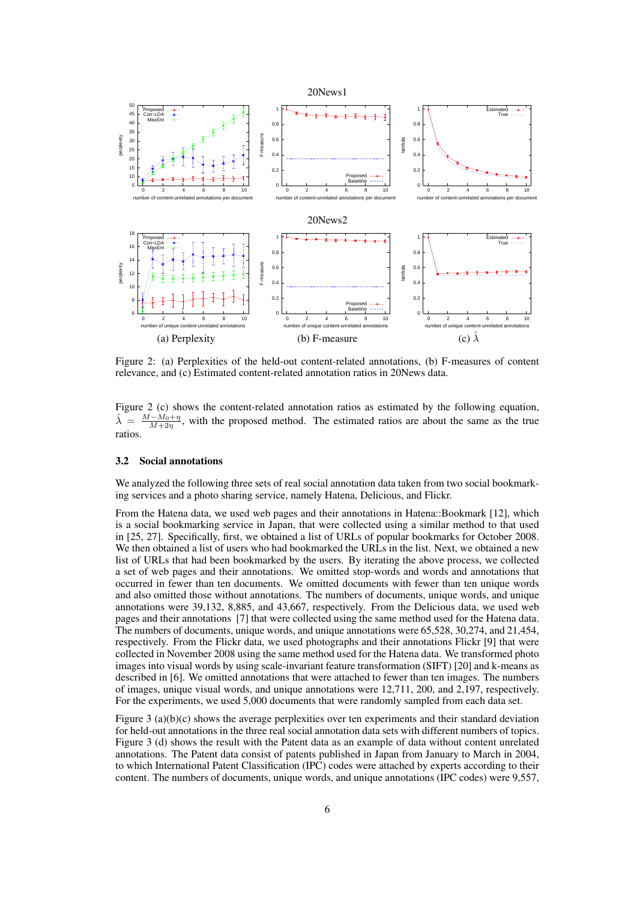Figure 2: (a) Perplexities of the held-out content-related annotations, (b) F-measures of content relevance, and (c) Estimated content-related annotation ratios in 20News data.

Figure 2 (c) shows the content-related annotation ratios as estimated by the following equation, $\hat{\lambda} = \frac{M - M_0 + \eta}{M + 2\eta}$, with the proposed method. The estimated ratios are about the same as the true ratios.

### 3.2 Social annotations

We analyzed the following three sets of real social annotation data taken from two social bookmarking services and a photo sharing service, namely Hatena, Delicious, and Flickr.

From the Hatena data, we used web pages and their annotations in Hatena::Bookmark [12], which is a social bookmarking service in Japan, that were collected using a similar method to that used in [25, 27]. Specifically, first, we obtained a list of URLs of popular bookmarks for October 2008. We then obtained a list of users who had bookmarked the URLs in the list. Next, we obtained a new list of URLs that had been bookmarked by the users. By iterating the above process, we collected a set of web pages and their annotations. We omitted stop-words and words and annotations that occurred in fewer than ten documents. We omitted documents with fewer than ten unique words and also omitted those without annotations. The numbers of documents, unique words, and unique annotations were 39,132, 8,885, and 43,667, respectively. From the Delicious data, we used web pages and their annotations [7] that were collected using the same method used for the Hatena data. The numbers of documents, unique words, and unique annotations were 65,528, 30,274, and 21,454, respectively. From the Flickr data, we used photographs and their annotations Flickr [9] that were collected in November 2008 using the same method used for the Hatena data. We transformed photo images into visual words by using scale-invariant feature transformation (SIFT) [20] and k-means as described in [6]. We omitted annotations that were attached to fewer than ten images. The numbers of images, unique visual words, and unique annotations were 12,711, 200, and 2,197, respectively. For the experiments, we used 5,000 documents that were randomly sampled from each data set.

Figure 3 (a)(b)(c) shows the average perplexities over ten experiments and their standard deviation for held-out annotations in the three real social annotation data sets with different numbers of topics. Figure 3 (d) shows the result with the Patent data as an example of data without content unrelated annotations. The Patent data consist of patents published in Japan from January to March in 2004, to which International Patent Classification (IPC) codes were attached by experts according to their content. The numbers of documents, unique words, and unique annotations (IPC codes) were 9,557,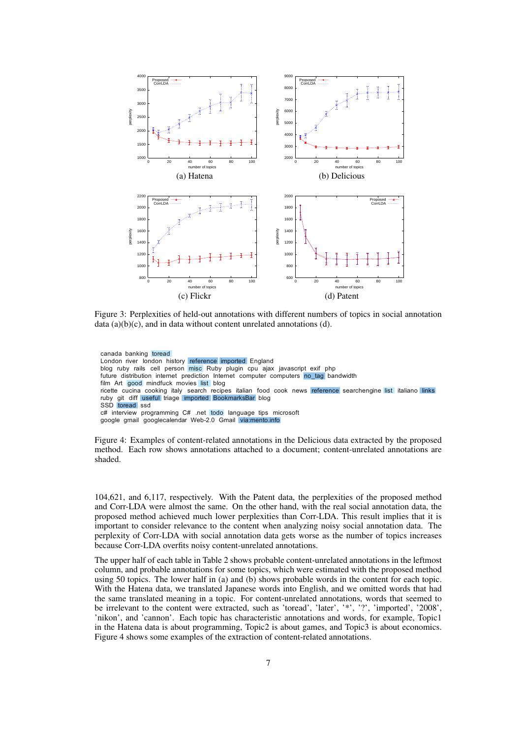(a) Hatena

(b) Delicious

(c) Flickr

(d) Patent

Figure 3: Perplexities of held-out annotations with different numbers of topics in social annotation data (a)(b)(c), and in data without content unrelated annotations (d).

canada banking toread
London river london history reference imported England
blog ruby rails cell person misc Ruby plugin cpu ajax javascript exif php
future distribution internet prediction Internet computer computers no_tag bandwidth
film Art good mindfuck movies list blog
ricette cucina cooking italy search recipes italian food cook news reference searchengine list italiano links
ruby git diff useful triage imported BookmarksBar blog
SSD toread ssd
c# interview programming C# .net todo language tips microsoft
google gmail googlecalendar Web-2.0 Gmail via:mento.info

Figure 4: Examples of content-related annotations in the Delicious data extracted by the proposed method. Each row shows annotations attached to a document; content-unrelated annotations are shaded.

104,621, and 6,117, respectively. With the Patent data, the perplexities of the proposed method and Corr-LDA were almost the same. On the other hand, with the real social annotation data, the proposed method achieved much lower perplexities than Corr-LDA. This result implies that it is important to consider relevance to the content when analyzing noisy social annotation data. The perplexity of Corr-LDA with social annotation data gets worse as the number of topics increases because Corr-LDA overfits noisy content-unrelated annotations.

The upper half of each table in Table 2 shows probable content-unrelated annotations in the leftmost column, and probable annotations for some topics, which were estimated with the proposed method using 50 topics. The lower half in (a) and (b) shows probable words in the content for each topic. With the Hatena data, we translated Japanese words into English, and we omitted words that had the same translated meaning in a topic. For content-unrelated annotations, words that seemed to be irrelevant to the content were extracted, such as 'toread', 'later', '*', '?', 'imported', '2008', 'nikon', and 'cannon'. Each topic has characteristic annotations and words, for example, Topic1 in the Hatena data is about programming, Topic2 is about games, and Topic3 is about economics. Figure 4 shows some examples of the extraction of content-related annotations.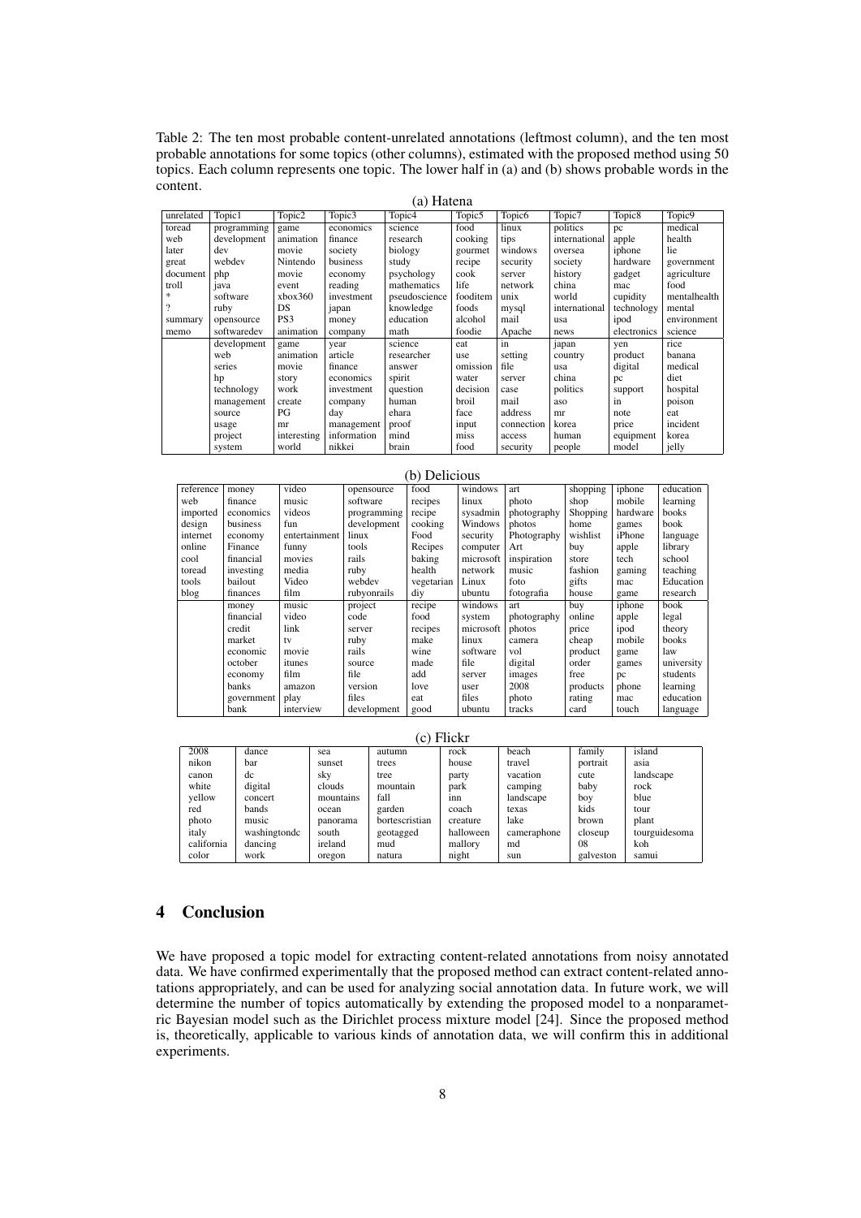Table 2: The ten most probable content-unrelated annotations (leftmost column), and the ten most probable annotations for some topics (other columns), estimated with the proposed method using 50 topics. Each column represents one topic. The lower half in (a) and (b) shows probable words in the content.

(a) Hatena

| unrelated | Topic1 | Topic2 | Topic3 | Topic4 | Topic5 | Topic6 | Topic7 | Topic8 | Topic9 |
|---|---|---|---|---|---|---|---|---|---|
| toread | programming | game | economics | science | food | linux | politics | pc | medical |
| web | development | animation | finance | research | cooking | tips | international | apple | health |
| later | dev | movie | society | biology | gourmet | windows | oversea | iphone | lie |
| great | webdev | Nintendo | business | study | recipe | security | society | hardware | government |
| document | php | movie | economy | psychology | cook | server | history | gadget | agriculture |
| troll | java | event | reading | mathematics | life | network | china | mac | food |
| * | software | xbox360 | investment | pseudoscience | fooditem | unix | world | cupidity | mentalhealth |
| ? | ruby | DS | japan | knowledge | foods | mysql | international | technology | mental |
| summary | opensource | PS3 | money | education | alcohol | mail | usa | ipod | environment |
| memo | softwaredev | animation | company | math | foodie | Apache | news | electronics | science |
| | development | game | year | science | eat | in | japan | yen | rice |
| | web | animation | article | researcher | use | setting | country | product | banana |
| | series | movie | finance | answer | omission | file | usa | digital | medical |
| | hp | story | economics | spirit | water | server | china | pc | diet |
| | technology | work | investment | question | decision | case | politics | support | hospital |
| | management | create | company | human | broil | mail | aso | in | poison |
| | source | PG | day | ehara | face | address | mr | note | eat |
| | usage | mr | management | proof | input | connection | korea | price | incident |
| | project | interesting | information | mind | miss | access | human | equipment | korea |
| | system | world | nikkei | brain | food | security | people | model | jelly |

(b) Delicious

| reference | money | video | opensource | food | windows | art | shopping | iphone | education |
|---|---|---|---|---|---|---|---|---|---|
| web | finance | music | software | recipes | linux | photo | shop | mobile | learning |
| imported | economics | videos | programming | recipe | sysadmin | photography | Shopping | hardware | books |
| design | business | fun | development | cooking | Windows | photos | home | games | book |
| internet | economy | entertainment | linux | Food | security | Photography | wishlist | iPhone | language |
| online | Finance | funny | tools | Recipes | computer | Art | buy | apple | library |
| cool | financial | movies | rails | baking | microsoft | inspiration | store | tech | school |
| toread | investing | media | ruby | health | network | music | fashion | gaming | teaching |
| tools | bailout | Video | webdev | vegetarian | Linux | foto | gifts | mac | Education |
| blog | finances | film | rubyonrails | diy | ubuntu | fotografia | house | game | research |
| | money | music | project | recipe | windows | art | buy | iphone | book |
| | financial | video | code | food | system | photography | online | apple | legal |
| | credit | link | server | recipes | microsoft | photos | price | ipod | theory |
| | market | tv | ruby | make | linux | camera | cheap | mobile | books |
| | economic | movie | rails | wine | software | vol | product | game | law |
| | october | itunes | source | made | file | digital | order | games | university |
| | economy | film | file | add | server | images | free | pc | students |
| | banks | amazon | version | love | user | 2008 | products | phone | learning |
| | government | play | files | eat | files | photo | rating | mac | education |
| | bank | interview | development | good | ubuntu | tracks | card | touch | language |

(c) Flickr

| 2008 | dance | sea | autumn | rock | beach | family | island |
|---|---|---|---|---|---|---|---|
| nikon | bar | sunset | trees | house | travel | portrait | asia |
| canon | dc | sky | tree | party | vacation | cute | landscape |
| white | digital | clouds | mountain | park | camping | baby | rock |
| yellow | concert | mountains | fall | inn | landscape | boy | blue |
| red | bands | ocean | garden | coach | texas | kids | tour |
| photo | music | panorama | bortescristian | creature | lake | brown | plant |
| italy | washingtondc | south | geotagged | halloween | cameraphone | closeup | tourguidesoma |
| california | dancing | ireland | mud | mallory | md | 08 | koh |
| color | work | oregon | natura | night | sun | galveston | samui |

## 4 Conclusion

We have proposed a topic model for extracting content-related annotations from noisy annotated data. We have confirmed experimentally that the proposed method can extract content-related annotations appropriately, and can be used for analyzing social annotation data. In future work, we will determine the number of topics automatically by extending the proposed model to a nonparametric Bayesian model such as the Dirichlet process mixture model [24]. Since the proposed method is, theoretically, applicable to various kinds of annotation data, we will confirm this in additional experiments.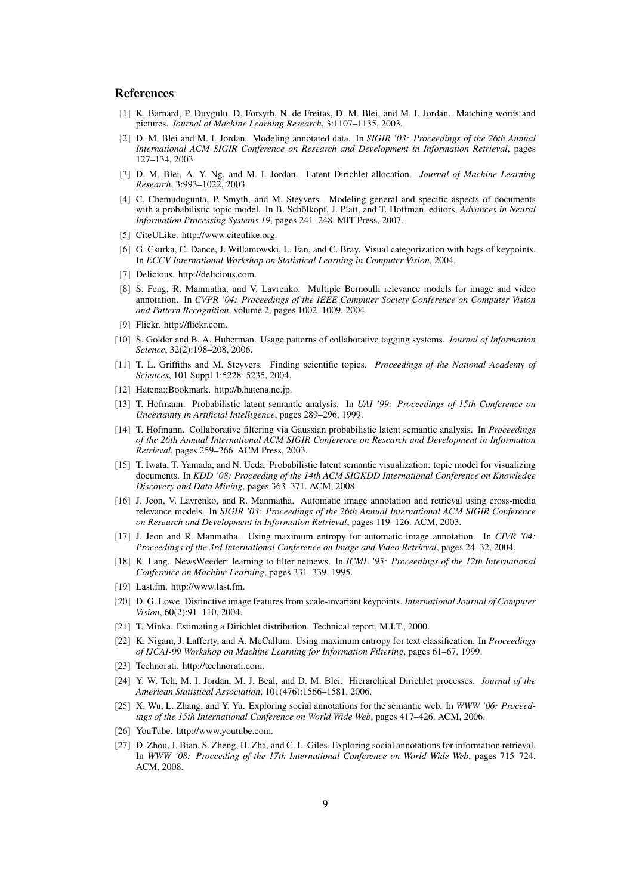## References

[1] K. Barnard, P. Duygulu, D. Forsyth, N. de Freitas, D. M. Blei, and M. I. Jordan. Matching words and pictures. *Journal of Machine Learning Research*, 3:1107–1135, 2003.

[2] D. M. Blei and M. I. Jordan. Modeling annotated data. In *SIGIR '03: Proceedings of the 26th Annual International ACM SIGIR Conference on Research and Development in Information Retrieval*, pages 127–134, 2003.

[3] D. M. Blei, A. Y. Ng, and M. I. Jordan. Latent Dirichlet allocation. *Journal of Machine Learning Research*, 3:993–1022, 2003.

[4] C. Chemudugunta, P. Smyth, and M. Steyvers. Modeling general and specific aspects of documents with a probabilistic topic model. In B. Schölkopf, J. Platt, and T. Hoffman, editors, *Advances in Neural Information Processing Systems 19*, pages 241–248. MIT Press, 2007.

[5] CiteULike. http://www.citeulike.org.

[6] G. Csurka, C. Dance, J. Willamowski, L. Fan, and C. Bray. Visual categorization with bags of keypoints. In *ECCV International Workshop on Statistical Learning in Computer Vision*, 2004.

[7] Delicious. http://delicious.com.

[8] S. Feng, R. Manmatha, and V. Lavrenko. Multiple Bernoulli relevance models for image and video annotation. In *CVPR '04: Proceedings of the IEEE Computer Society Conference on Computer Vision and Pattern Recognition*, volume 2, pages 1002–1009, 2004.

[9] Flickr. http://flickr.com.

[10] S. Golder and B. A. Huberman. Usage patterns of collaborative tagging systems. *Journal of Information Science*, 32(2):198–208, 2006.

[11] T. L. Griffiths and M. Steyvers. Finding scientific topics. *Proceedings of the National Academy of Sciences*, 101 Suppl 1:5228–5235, 2004.

[12] Hatena::Bookmark. http://b.hatena.ne.jp.

[13] T. Hofmann. Probabilistic latent semantic analysis. In *UAI '99: Proceedings of 15th Conference on Uncertainty in Artificial Intelligence*, pages 289–296, 1999.

[14] T. Hofmann. Collaborative filtering via Gaussian probabilistic latent semantic analysis. In *Proceedings of the 26th Annual International ACM SIGIR Conference on Research and Development in Information Retrieval*, pages 259–266. ACM Press, 2003.

[15] T. Iwata, T. Yamada, and N. Ueda. Probabilistic latent semantic visualization: topic model for visualizing documents. In *KDD '08: Proceeding of the 14th ACM SIGKDD International Conference on Knowledge Discovery and Data Mining*, pages 363–371. ACM, 2008.

[16] J. Jeon, V. Lavrenko, and R. Manmatha. Automatic image annotation and retrieval using cross-media relevance models. In *SIGIR '03: Proceedings of the 26th Annual International ACM SIGIR Conference on Research and Development in Information Retrieval*, pages 119–126. ACM, 2003.

[17] J. Jeon and R. Manmatha. Using maximum entropy for automatic image annotation. In *CIVR '04: Proceedings of the 3rd International Conference on Image and Video Retrieval*, pages 24–32, 2004.

[18] K. Lang. NewsWeeder: learning to filter netnews. In *ICML '95: Proceedings of the 12th International Conference on Machine Learning*, pages 331–339, 1995.

[19] Last.fm. http://www.last.fm.

[20] D. G. Lowe. Distinctive image features from scale-invariant keypoints. *International Journal of Computer Vision*, 60(2):91–110, 2004.

[21] T. Minka. Estimating a Dirichlet distribution. Technical report, M.I.T., 2000.

[22] K. Nigam, J. Lafferty, and A. McCallum. Using maximum entropy for text classification. In *Proceedings of IJCAI-99 Workshop on Machine Learning for Information Filtering*, pages 61–67, 1999.

[23] Technorati. http://technorati.com.

[24] Y. W. Teh, M. I. Jordan, M. J. Beal, and D. M. Blei. Hierarchical Dirichlet processes. *Journal of the American Statistical Association*, 101(476):1566–1581, 2006.

[25] X. Wu, L. Zhang, and Y. Yu. Exploring social annotations for the semantic web. In *WWW '06: Proceedings of the 15th International Conference on World Wide Web*, pages 417–426. ACM, 2006.

[26] YouTube. http://www.youtube.com.

[27] D. Zhou, J. Bian, S. Zheng, H. Zha, and C. L. Giles. Exploring social annotations for information retrieval. In *WWW '08: Proceeding of the 17th International Conference on World Wide Web*, pages 715–724. ACM, 2008.